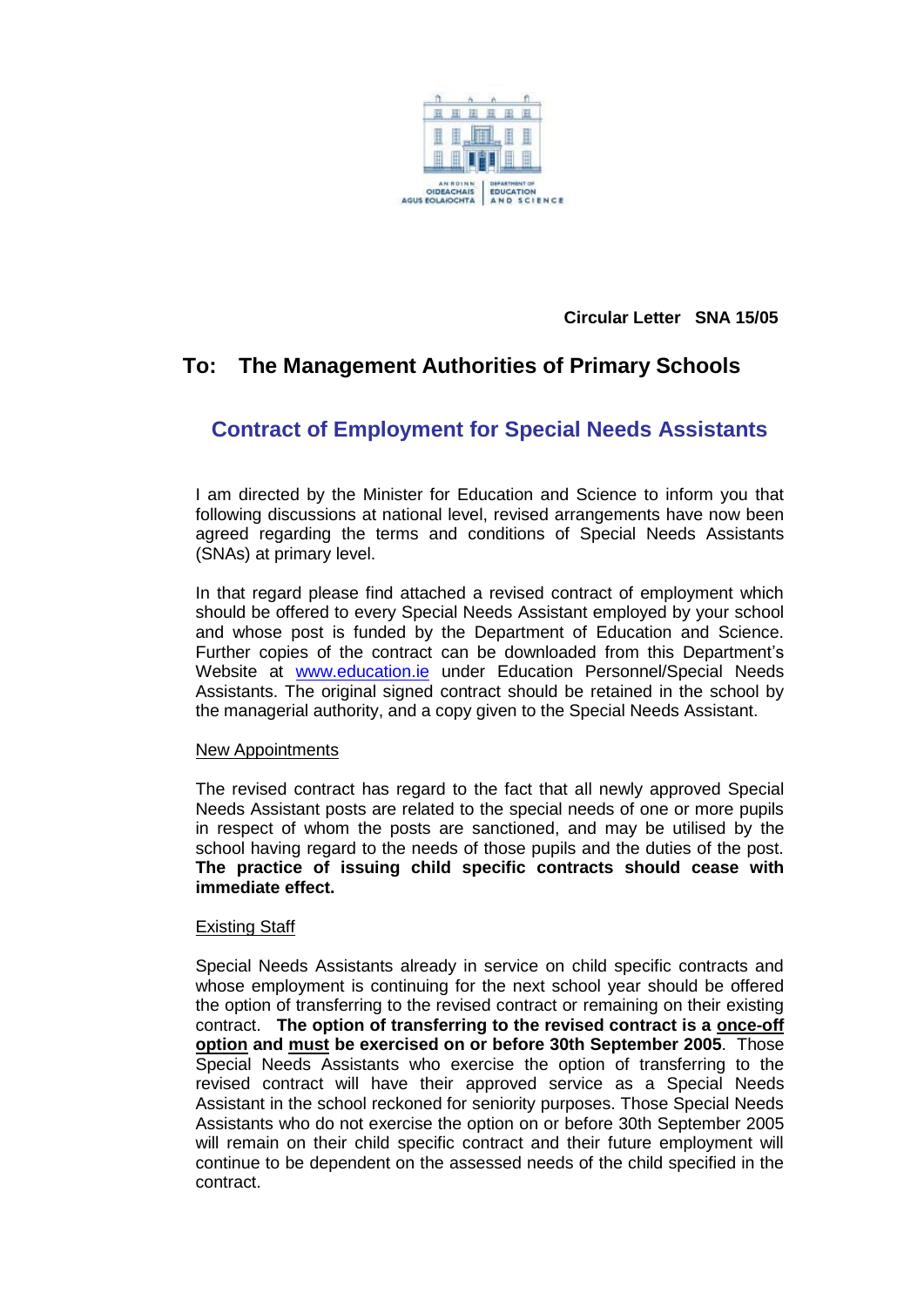Circular Letter SNA 15/05

# To: The Management Authorities of Primary Schools

## Contract of Employment for Special Needs Assistants

I am directed by the Minister for Education and Science to inform you that following discussions at national level, revised arrangements have now been agreed regarding the terms and conditions of Special Needs Assistants (SNAs) at primary level.

In that regard please find attached a revised contract of employment which should be offered to every Special Needs Assistant employed by your school and whose post is funded by the Department of Education and Science. Further copies of the contract can be downloaded from this Department's Website at www.education.ie under Education Personnel/Special Needs Assistants. The original signed contract should be retained in the school by the managerial authority, and a copy given to the Special Needs Assistant.

New Appointments

The revised contract has regard to the fact that all newly approved Special Needs Assistant posts are related to the special needs of one or more pupils in respect of whom the posts are sanctioned, and may be utilised by the school having regard to the needs of those pupils and the duties of the post. **The practice of issuing child specific contracts should cease with immediate effect.**

Existing Staff

Special Needs Assistants already in service on child specific contracts and whose employment is continuing for the next school year should be offered the option of transferring to the revised contract or remaining on their existing contract. **The option of transferring to the revised contract is a once-off option and must be exercised on or before 30th September 2005**. Those Special Needs Assistants who exercise the option of transferring to the revised contract will have their approved service as a Special Needs Assistant in the school reckoned for seniority purposes. Those Special Needs Assistants who do not exercise the option on or before 30th September 2005 will remain on their child specific contract and their future employment will continue to be dependent on the assessed needs of the child specified in the contract.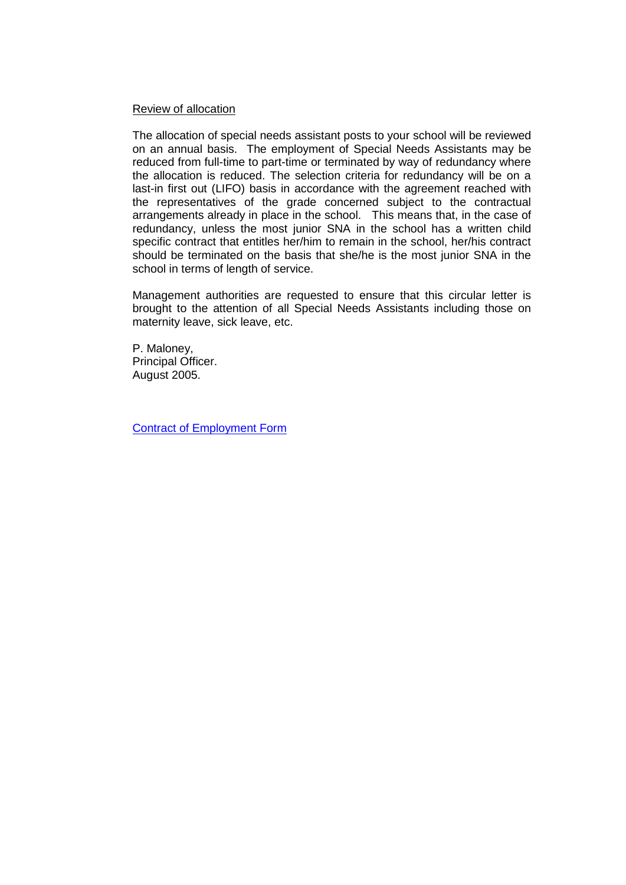Review of allocation

The allocation of special needs assistant posts to your school will be reviewed on an annual basis. The employment of Special Needs Assistants may be reduced from full-time to part-time or terminated by way of redundancy where the allocation is reduced. The selection criteria for redundancy will be on a last-in first out (LIFO) basis in accordance with the agreement reached with the representatives of the grade concerned subject to the contractual arrangements already in place in the school. This means that, in the case of redundancy, unless the most junior SNA in the school has a written child specific contract that entitles her/him to remain in the school, her/his contract should be terminated on the basis that she/he is the most junior SNA in the school in terms of length of service.

Management authorities are requested to ensure that this circular letter is brought to the attention of all Special Needs Assistants including those on maternity leave, sick leave, etc.

P. Maloney,
Principal Officer.
August 2005.

Contract of Employment Form